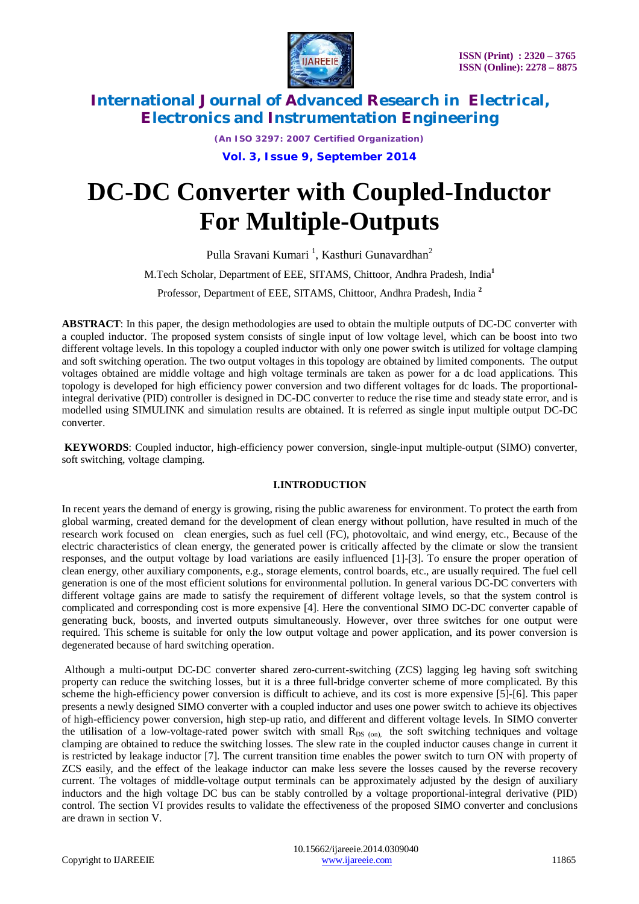# International Journal of Advanced Research in Electrical, Electronics and Instrumentation Engineering

*(An ISO 3297: 2007 Certified Organization)*

**Vol. 3, Issue 9, September 2014**

# DC-DC Converter with Coupled-Inductor For Multiple-Outputs

Pulla Sravani Kumari [1], Kasthuri Gunavardhan[2]

M.Tech Scholar, Department of EEE, SITAMS, Chittoor, Andhra Pradesh, India[1]

Professor, Department of EEE, SITAMS, Chittoor, Andhra Pradesh, India [2]

**ABSTRACT**: In this paper, the design methodologies are used to obtain the multiple outputs of DC-DC converter with a coupled inductor. The proposed system consists of single input of low voltage level, which can be boost into two different voltage levels. In this topology a coupled inductor with only one power switch is utilized for voltage clamping and soft switching operation. The two output voltages in this topology are obtained by limited components. The output voltages obtained are middle voltage and high voltage terminals are taken as power for a dc load applications. This topology is developed for high efficiency power conversion and two different voltages for dc loads. The proportional-integral derivative (PID) controller is designed in DC-DC converter to reduce the rise time and steady state error, and is modelled using SIMULINK and simulation results are obtained. It is referred as single input multiple output DC-DC converter.

**KEYWORDS**: Coupled inductor, high-efficiency power conversion, single-input multiple-output (SIMO) converter, soft switching, voltage clamping.

## I.INTRODUCTION

In recent years the demand of energy is growing, rising the public awareness for environment. To protect the earth from global warming, created demand for the development of clean energy without pollution, have resulted in much of the research work focused on clean energies, such as fuel cell (FC), photovoltaic, and wind energy, etc., Because of the electric characteristics of clean energy, the generated power is critically affected by the climate or slow the transient responses, and the output voltage by load variations are easily influenced [1]-[3]. To ensure the proper operation of clean energy, other auxiliary components, e.g., storage elements, control boards, etc., are usually required. The fuel cell generation is one of the most efficient solutions for environmental pollution. In general various DC-DC converters with different voltage gains are made to satisfy the requirement of different voltage levels, so that the system control is complicated and corresponding cost is more expensive [4]. Here the conventional SIMO DC-DC converter capable of generating buck, boosts, and inverted outputs simultaneously. However, over three switches for one output were required. This scheme is suitable for only the low output voltage and power application, and its power conversion is degenerated because of hard switching operation.

Although a multi-output DC-DC converter shared zero-current-switching (ZCS) lagging leg having soft switching property can reduce the switching losses, but it is a three full-bridge converter scheme of more complicated. By this scheme the high-efficiency power conversion is difficult to achieve, and its cost is more expensive [5]-[6]. This paper presents a newly designed SIMO converter with a coupled inductor and uses one power switch to achieve its objectives of high-efficiency power conversion, high step-up ratio, and different and different voltage levels. In SIMO converter the utilisation of a low-voltage-rated power switch with small $R_{DS\ (on)}$, the soft switching techniques and voltage clamping are obtained to reduce the switching losses. The slew rate in the coupled inductor causes change in current it is restricted by leakage inductor [7]. The current transition time enables the power switch to turn ON with property of ZCS easily, and the effect of the leakage inductor can make less severe the losses caused by the reverse recovery current. The voltages of middle-voltage output terminals can be approximately adjusted by the design of auxiliary inductors and the high voltage DC bus can be stably controlled by a voltage proportional-integral derivative (PID) control. The section VI provides results to validate the effectiveness of the proposed SIMO converter and conclusions are drawn in section V.

10.15662/ijareeie.2014.0309040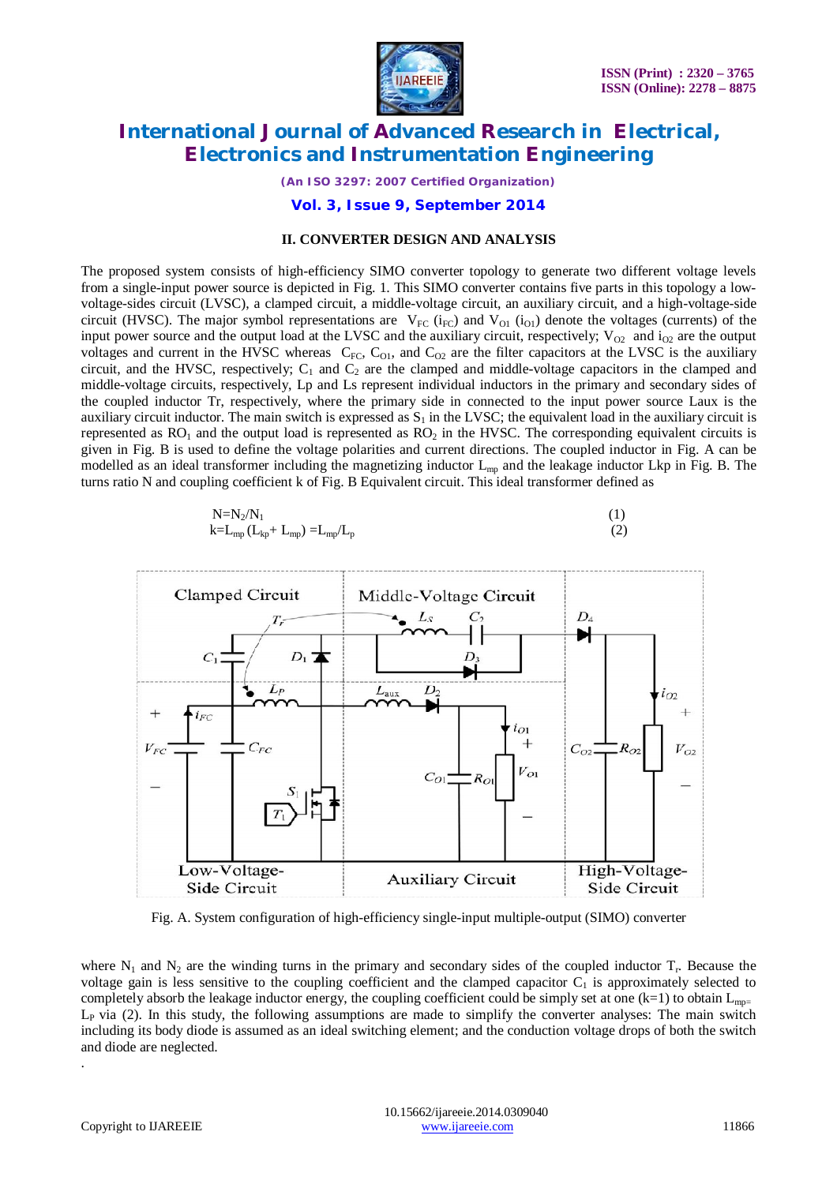## II. CONVERTER DESIGN AND ANALYSIS

The proposed system consists of high-efficiency SIMO converter topology to generate two different voltage levels from a single-input power source is depicted in Fig. 1. This SIMO converter contains five parts in this topology a low-voltage-sides circuit (LVSC), a clamped circuit, a middle-voltage circuit, an auxiliary circuit, and a high-voltage-side circuit (HVSC). The major symbol representations are $V_{FC}$ ($i_{FC}$) and $V_{O1}$ ($i_{O1}$) denote the voltages (currents) of the input power source and the output load at the LVSC and the auxiliary circuit, respectively; $V_{O2}$ and $i_{O2}$ are the output voltages and current in the HVSC whereas $C_{FC}$, $C_{O1}$, and $C_{O2}$ are the filter capacitors at the LVSC is the auxiliary circuit, and the HVSC, respectively; $C_1$ and $C_2$ are the clamped and middle-voltage capacitors in the clamped and middle-voltage circuits, respectively, Lp and Ls represent individual inductors in the primary and secondary sides of the coupled inductor Tr, respectively, where the primary side in connected to the input power source Laux is the auxiliary circuit inductor. The main switch is expressed as $S_1$ in the LVSC; the equivalent load in the auxiliary circuit is represented as $RO_1$ and the output load is represented as $RO_2$ in the HVSC. The corresponding equivalent circuits is given in Fig. B is used to define the voltage polarities and current directions. The coupled inductor in Fig. A can be modelled as an ideal transformer including the magnetizing inductor $L_{mp}$ and the leakage inductor Lkp in Fig. B. The turns ratio N and coupling coefficient k of Fig. B Equivalent circuit. This ideal transformer defined as

$$N=N_2/N_1 \tag{1}$$

$$k=L_{mp}\,(L_{kp}+L_{mp})=L_{mp}/L_p \tag{2}$$

Clamped Circuit
Middle-Voltage Circuit
$T_r$
$L_S$
$C_2$
$D_4$
$C_1$
$D_1$
$D_3$
$L_P$
$L_{aux}$
$D_2$
$i_{O2}$
$i_{FC}$
$i_{O1}$
$V_{FC}$
$C_{FC}$
$C_{O1}$
$R_{O1}$
$V_{O1}$
$C_{O2}$
$R_{O2}$
$V_{O2}$
$S_1$
$T_1$
Low-Voltage-Side Circuit
Auxiliary Circuit
High-Voltage-Side Circuit

Fig. A. System configuration of high-efficiency single-input multiple-output (SIMO) converter

where $N_1$ and $N_2$ are the winding turns in the primary and secondary sides of the coupled inductor $T_r$. Because the voltage gain is less sensitive to the coupling coefficient and the clamped capacitor $C_1$ is approximately selected to completely absorb the leakage inductor energy, the coupling coefficient could be simply set at one (k=1) to obtain $L_{mp=}$ $L_P$ via (2). In this study, the following assumptions are made to simplify the converter analyses: The main switch including its body diode is assumed as an ideal switching element; and the conduction voltage drops of both the switch and diode are neglected.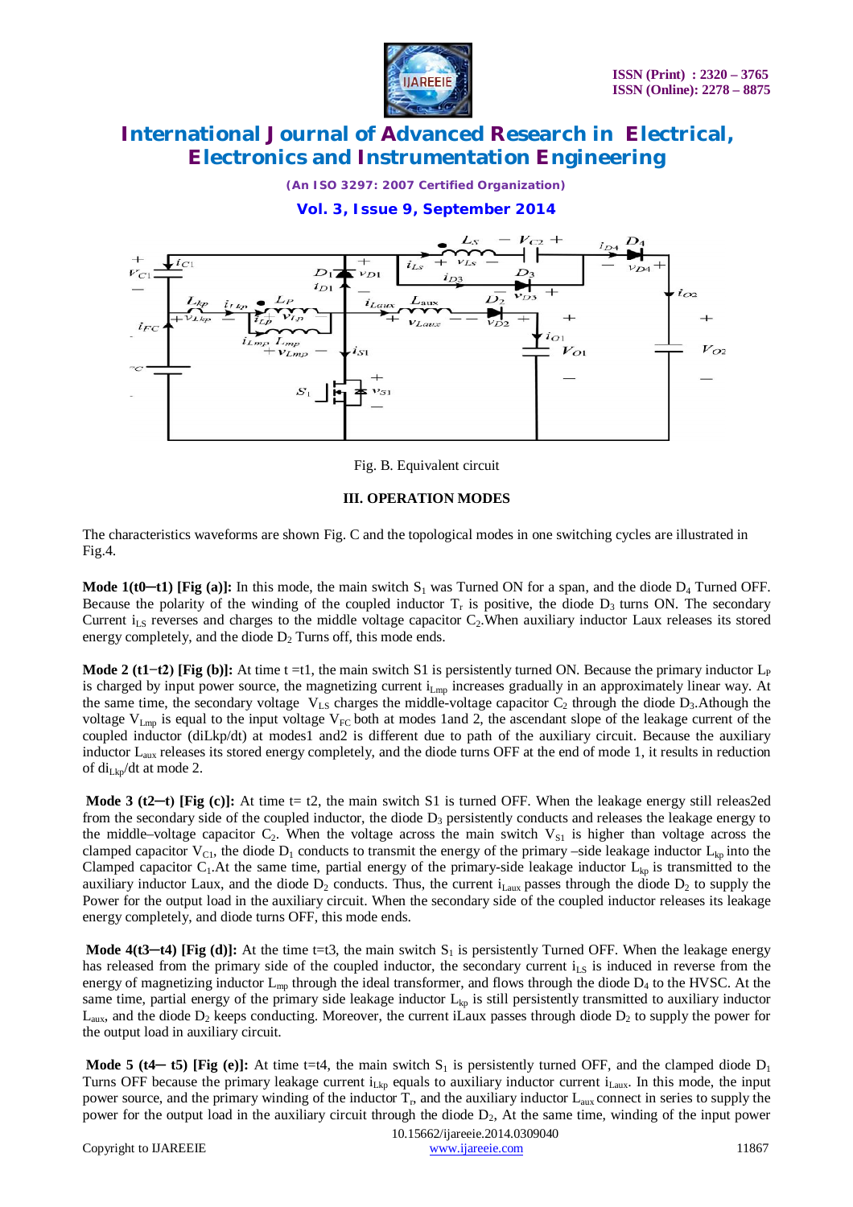Fig. B. Equivalent circuit

### III. OPERATION MODES

The characteristics waveforms are shown Fig. C and the topological modes in one switching cycles are illustrated in Fig.4.

**Mode 1(t0─t1) [Fig (a)]:** In this mode, the main switch $S_1$ was Turned ON for a span, and the diode $D_4$ Turned OFF. Because the polarity of the winding of the coupled inductor $T_r$ is positive, the diode $D_3$ turns ON. The secondary Current $i_{LS}$ reverses and charges to the middle voltage capacitor $C_2$.When auxiliary inductor Laux releases its stored energy completely, and the diode $D_2$ Turns off, this mode ends.

**Mode 2 (t1−t2) [Fig (b)]:** At time t =t1, the main switch S1 is persistently turned ON. Because the primary inductor $L_P$ is charged by input power source, the magnetizing current $i_{Lmp}$ increases gradually in an approximately linear way. At the same time, the secondary voltage $V_{LS}$ charges the middle-voltage capacitor $C_2$ through the diode $D_3$.Athough the voltage $V_{Lmp}$ is equal to the input voltage $V_{FC}$ both at modes 1and 2, the ascendant slope of the leakage current of the coupled inductor (diLkp/dt) at modes1 and2 is different due to path of the auxiliary circuit. Because the auxiliary inductor $L_{aux}$ releases its stored energy completely, and the diode turns OFF at the end of mode 1, it results in reduction of $di_{Lkp}/dt$ at mode 2.

**Mode 3 (t2─t) [Fig (c)]:** At time t= t2, the main switch S1 is turned OFF. When the leakage energy still releas2ed from the secondary side of the coupled inductor, the diode $D_3$ persistently conducts and releases the leakage energy to the middle–voltage capacitor $C_2$. When the voltage across the main switch $V_{S1}$ is higher than voltage across the clamped capacitor $V_{C1}$, the diode $D_1$ conducts to transmit the energy of the primary –side leakage inductor $L_{kp}$ into the Clamped capacitor $C_1$.At the same time, partial energy of the primary-side leakage inductor $L_{kp}$ is transmitted to the auxiliary inductor Laux, and the diode $D_2$ conducts. Thus, the current $i_{Laux}$ passes through the diode $D_2$ to supply the Power for the output load in the auxiliary circuit. When the secondary side of the coupled inductor releases its leakage energy completely, and diode turns OFF, this mode ends.

**Mode 4(t3─t4) [Fig (d)]:** At the time t=t3, the main switch $S_1$ is persistently Turned OFF. When the leakage energy has released from the primary side of the coupled inductor, the secondary current $i_{LS}$ is induced in reverse from the energy of magnetizing inductor $L_{mp}$ through the ideal transformer, and flows through the diode $D_4$ to the HVSC. At the same time, partial energy of the primary side leakage inductor $L_{kp}$ is still persistently transmitted to auxiliary inductor $L_{aux}$, and the diode $D_2$ keeps conducting. Moreover, the current iLaux passes through diode $D_2$ to supply the power for the output load in auxiliary circuit.

**Mode 5 (t4─ t5) [Fig (e)]:** At time t=t4, the main switch $S_1$ is persistently turned OFF, and the clamped diode $D_1$ Turns OFF because the primary leakage current $i_{Lkp}$ equals to auxiliary inductor current $i_{Laux}$. In this mode, the input power source, and the primary winding of the inductor $T_r$, and the auxiliary inductor $L_{aux}$ connect in series to supply the power for the output load in the auxiliary circuit through the diode $D_2$, At the same time, winding of the input power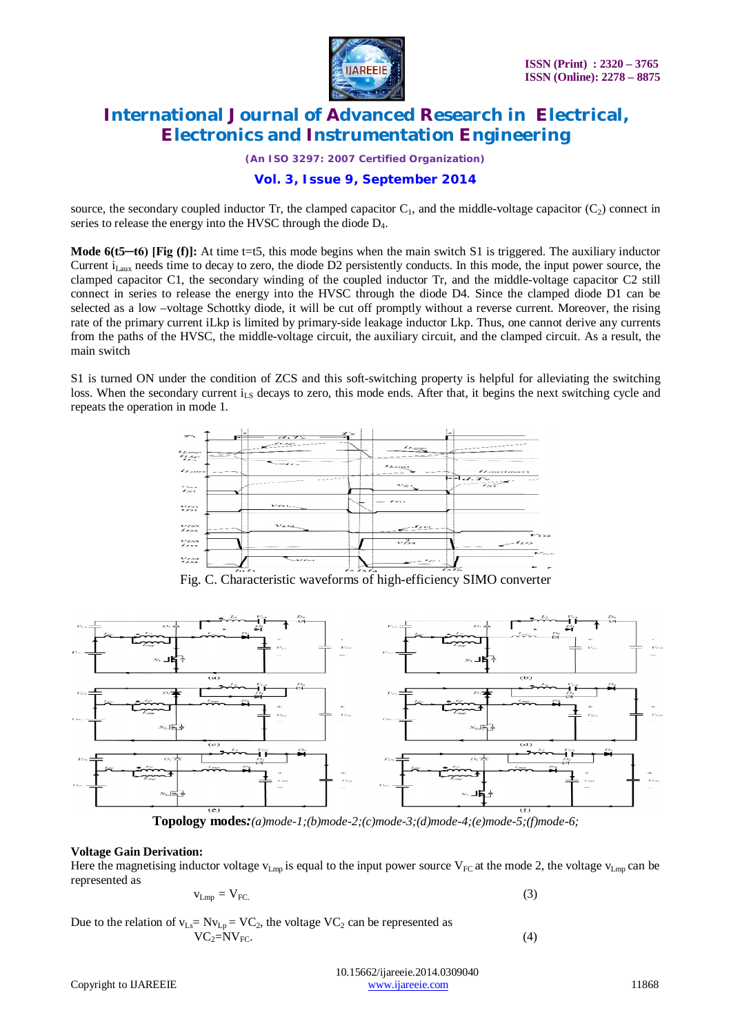source, the secondary coupled inductor Tr, the clamped capacitor $C_1$, and the middle-voltage capacitor ($C_2$) connect in series to release the energy into the HVSC through the diode $D_4$.

**Mode 6(t5─t6) [Fig (f)]:** At time t=t5, this mode begins when the main switch S1 is triggered. The auxiliary inductor Current $i_{Laux}$ needs time to decay to zero, the diode D2 persistently conducts. In this mode, the input power source, the clamped capacitor C1, the secondary winding of the coupled inductor Tr, and the middle-voltage capacitor C2 still connect in series to release the energy into the HVSC through the diode D4. Since the clamped diode D1 can be selected as a low –voltage Schottky diode, it will be cut off promptly without a reverse current. Moreover, the rising rate of the primary current iLkp is limited by primary-side leakage inductor Lkp. Thus, one cannot derive any currents from the paths of the HVSC, the middle-voltage circuit, the auxiliary circuit, and the clamped circuit. As a result, the main switch

S1 is turned ON under the condition of ZCS and this soft-switching property is helpful for alleviating the switching loss. When the secondary current $i_{LS}$ decays to zero, this mode ends. After that, it begins the next switching cycle and repeats the operation in mode 1.

Fig. C. Characteristic waveforms of high-efficiency SIMO converter

**Topology modes:** *(a)mode-1;(b)mode-2;(c)mode-3;(d)mode-4;(e)mode-5;(f)mode-6;*

**Voltage Gain Derivation:**

Here the magnetising inductor voltage $v_{Lmp}$ is equal to the input power source $V_{FC}$ at the mode 2, the voltage $v_{Lmp}$ can be represented as

$$v_{Lmp} = V_{FC.} \tag{3}$$

Due to the relation of $v_{Ls}= Nv_{Lp} = VC_2$, the voltage $VC_2$ can be represented as

$$VC_2=NV_{FC}. \tag{4}$$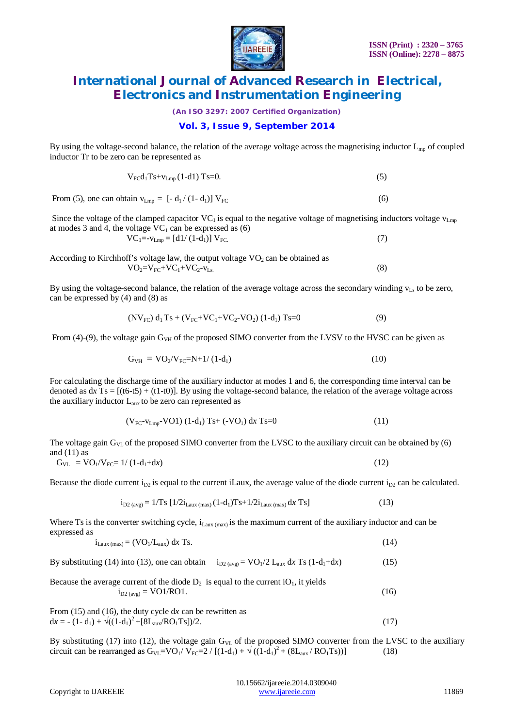By using the voltage-second balance, the relation of the average voltage across the magnetising inductor $L_{mp}$ of coupled inductor Tr to be zero can be represented as

$$V_{FC} d_1 Ts + v_{Lmp} (1\text{-}d1)\ Ts = 0. \qquad (5)$$

From (5), one can obtain $v_{Lmp} = [- d_1 / (1- d_1)]\ V_{FC}$ (6)

Since the voltage of the clamped capacitor $VC_1$ is equal to the negative voltage of magnetising inductors voltage $v_{Lmp}$ at modes 3 and 4, the voltage $VC_1$ can be expressed as (6)

$$VC_1 = -v_{Lmp} = [d1/ (1\text{-}d_1)]\ V_{FC.} \qquad (7)$$

According to Kirchhoff's voltage law, the output voltage $VO_2$ can be obtained as

$$VO_2 = V_{FC} + VC_1 + VC_2 - v_{Ls.} \qquad (8)$$

By using the voltage-second balance, the relation of the average voltage across the secondary winding $v_{Ls}$ to be zero, can be expressed by (4) and (8) as

$$(NV_{FC})\ d_1\ Ts + (V_{FC} + VC_1 + VC_2 - VO_2)\ (1\text{-}d_1)\ Ts = 0 \qquad (9)$$

From (4)-(9), the voltage gain $G_{VH}$ of the proposed SIMO converter from the LVSV to the HVSC can be given as

$$G_{VH} = VO_2/V_{FC} = N + 1/\ (1\text{-}d_1) \qquad (10)$$

For calculating the discharge time of the auxiliary inductor at modes 1 and 6, the corresponding time interval can be denoted as $dx\ Ts = [(t6\text{-}t5) + (t1\text{-}t0)]$. By using the voltage-second balance, the relation of the average voltage across the auxiliary inductor $L_{aux}$ to be zero can represented as

$$(V_{FC} - v_{Lmp} - VO1)\ (1\text{-}d_1)\ Ts + (-VO_1)\ dx\ Ts = 0 \qquad (11)$$

The voltage gain $G_{VL}$ of the proposed SIMO converter from the LVSC to the auxiliary circuit can be obtained by (6) and (11) as

$$G_{VL} = VO_1/V_{FC} = 1/\ (1\text{-}d_1 + dx) \qquad (12)$$

Because the diode current $i_{D2}$ is equal to the current iLaux, the average value of the diode current $i_{D2}$ can be calculated.

$$i_{D2\ (avg)} = 1/Ts\ [1/2 i_{Laux\ (max)} (1\text{-}d_1)Ts + 1/2 i_{Laux\ (max)}\ dx\ Ts] \qquad (13)$$

Where Ts is the converter switching cycle, $i_{Laux\ (max)}$ is the maximum current of the auxiliary inductor and can be expressed as

$$i_{Laux\ (max)} = (VO_1/L_{aux})\ dx\ Ts. \qquad (14)$$

By substituting (14) into (13), one can obtain $i_{D2\ (avg)} = VO_1/2\ L_{aux}\ dx\ Ts\ (1\text{-}d_1 + dx)$ (15)

Because the average current of the diode $D_2$ is equal to the current $iO_1$, it yields

$$i_{D2\ (avg)} = VO1/RO1. \qquad (16)$$

From (15) and (16), the duty cycle $dx$ can be rewritten as

$$dx = -\ (1\text{-}\ d_1) + \sqrt{((1\text{-}d_1)^2 + [8L_{aux}/RO_1Ts])}/2. \qquad (17)$$

By substituting (17) into (12), the voltage gain $G_{VL}$ of the proposed SIMO converter from the LVSC to the auxiliary circuit can be rearranged as $G_{VL} = VO_1/\ V_{FC} = 2\ /\ [(1\text{-}d_1) + \sqrt{((1\text{-}d_1)^2 + (8L_{aux}/\ RO_1Ts))}]$ (18)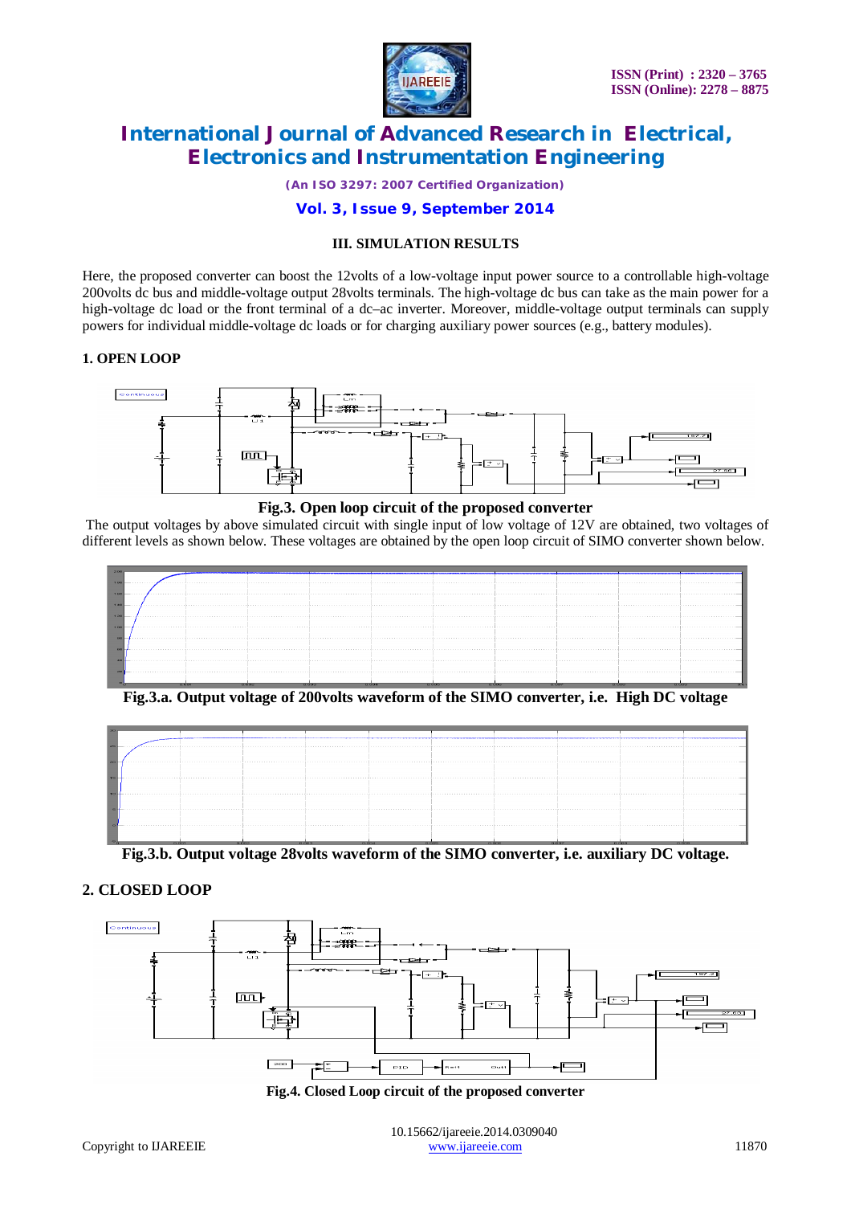### III. SIMULATION RESULTS

Here, the proposed converter can boost the 12volts of a low-voltage input power source to a controllable high-voltage 200volts dc bus and middle-voltage output 28volts terminals. The high-voltage dc bus can take as the main power for a high-voltage dc load or the front terminal of a dc–ac inverter. Moreover, middle-voltage output terminals can supply powers for individual middle-voltage dc loads or for charging auxiliary power sources (e.g., battery modules).

#### 1. OPEN LOOP

**Fig.3. Open loop circuit of the proposed converter**

The output voltages by above simulated circuit with single input of low voltage of 12V are obtained, two voltages of different levels as shown below. These voltages are obtained by the open loop circuit of SIMO converter shown below.

**Fig.3.a. Output voltage of 200volts waveform of the SIMO converter, i.e. High DC voltage**

**Fig.3.b. Output voltage 28volts waveform of the SIMO converter, i.e. auxiliary DC voltage.**

#### 2. CLOSED LOOP

**Fig.4. Closed Loop circuit of the proposed converter**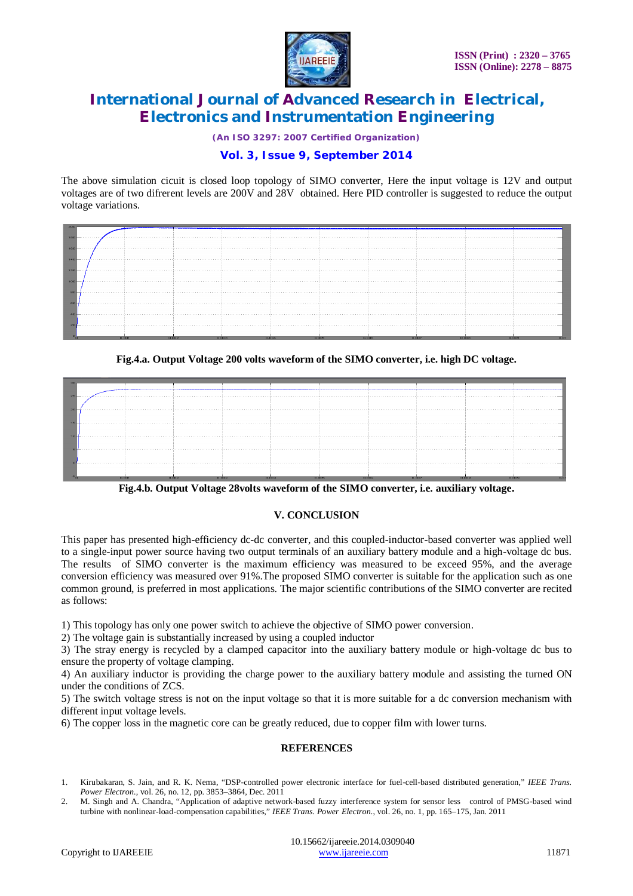The above simulation cicuit is closed loop topology of SIMO converter, Here the input voltage is 12V and output voltages are of two difrerent levels are 200V and 28V obtained. Here PID controller is suggested to reduce the output voltage variations.

**Fig.4.a. Output Voltage 200 volts waveform of the SIMO converter, i.e. high DC voltage.**

**Fig.4.b. Output Voltage 28volts waveform of the SIMO converter, i.e. auxiliary voltage.**

## V. CONCLUSION

This paper has presented high-efficiency dc-dc converter, and this coupled-inductor-based converter was applied well to a single-input power source having two output terminals of an auxiliary battery module and a high-voltage dc bus. The results of SIMO converter is the maximum efficiency was measured to be exceed 95%, and the average conversion efficiency was measured over 91%.The proposed SIMO converter is suitable for the application such as one common ground, is preferred in most applications. The major scientific contributions of the SIMO converter are recited as follows:

1) This topology has only one power switch to achieve the objective of SIMO power conversion.
2) The voltage gain is substantially increased by using a coupled inductor
3) The stray energy is recycled by a clamped capacitor into the auxiliary battery module or high-voltage dc bus to ensure the property of voltage clamping.
4) An auxiliary inductor is providing the charge power to the auxiliary battery module and assisting the turned ON under the conditions of ZCS.
5) The switch voltage stress is not on the input voltage so that it is more suitable for a dc conversion mechanism with different input voltage levels.
6) The copper loss in the magnetic core can be greatly reduced, due to copper film with lower turns.

## REFERENCES

1. Kirubakaran, S. Jain, and R. K. Nema, "DSP-controlled power electronic interface for fuel-cell-based distributed generation," *IEEE Trans. Power Electron.*, vol. 26, no. 12, pp. 3853–3864, Dec. 2011
2. M. Singh and A. Chandra, "Application of adaptive network-based fuzzy interference system for sensor less control of PMSG-based wind turbine with nonlinear-load-compensation capabilities," *IEEE Trans. Power Electron.*, vol. 26, no. 1, pp. 165–175, Jan. 2011

10.15662/ijareeie.2014.0309040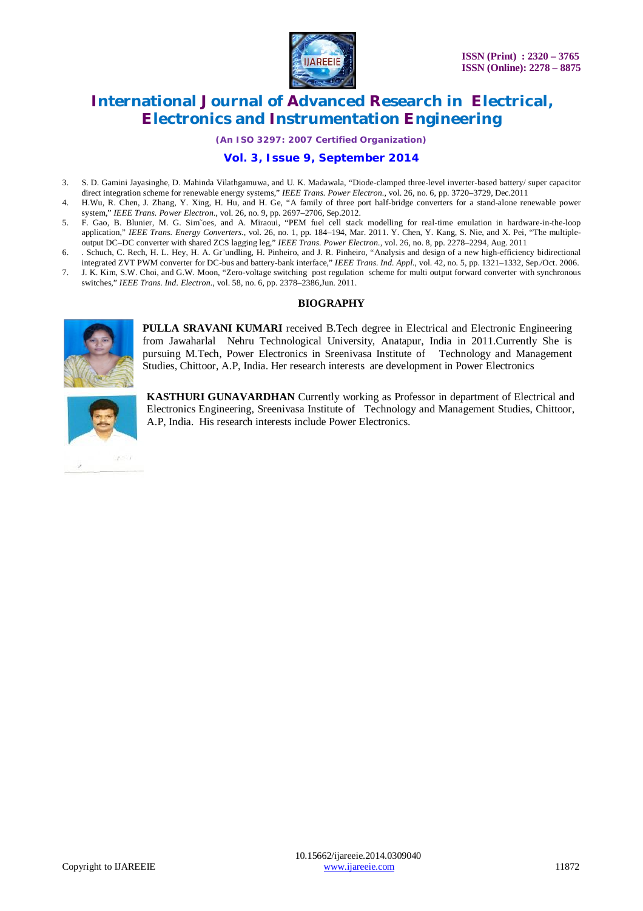3. S. D. Gamini Jayasinghe, D. Mahinda Vilathgamuwa, and U. K. Madawala, "Diode-clamped three-level inverter-based battery/ super capacitor direct integration scheme for renewable energy systems," *IEEE Trans. Power Electron.*, vol. 26, no. 6, pp. 3720–3729, Dec.2011
4. H.Wu, R. Chen, J. Zhang, Y. Xing, H. Hu, and H. Ge, "A family of three port half-bridge converters for a stand-alone renewable power system," *IEEE Trans. Power Electron.*, vol. 26, no. 9, pp. 2697–2706, Sep.2012.
5. F. Gao, B. Blunier, M. G. Sim˜oes, and A. Miraoui, "PEM fuel cell stack modelling for real-time emulation in hardware-in-the-loop application," *IEEE Trans. Energy Converters.*, vol. 26, no. 1, pp. 184–194, Mar. 2011. Y. Chen, Y. Kang, S. Nie, and X. Pei, "The multiple-output DC–DC converter with shared ZCS lagging leg," *IEEE Trans. Power Electron.*, vol. 26, no. 8, pp. 2278–2294, Aug. 2011
6. . Schuch, C. Rech, H. L. Hey, H. A. Gr¨undling, H. Pinheiro, and J. R. Pinheiro, "Analysis and design of a new high-efficiency bidirectional integrated ZVT PWM converter for DC-bus and battery-bank interface," *IEEE Trans. Ind. Appl.*, vol. 42, no. 5, pp. 1321–1332, Sep./Oct. 2006.
7. J. K. Kim, S.W. Choi, and G.W. Moon, "Zero-voltage switching post regulation scheme for multi output forward converter with synchronous switches," *IEEE Trans. Ind. Electron.*, vol. 58, no. 6, pp. 2378–2386,Jun. 2011.

## BIOGRAPHY

**PULLA SRAVANI KUMARI** received B.Tech degree in Electrical and Electronic Engineering from Jawaharlal Nehru Technological University, Anatapur, India in 2011.Currently She is pursuing M.Tech, Power Electronics in Sreenivasa Institute of Technology and Management Studies, Chittoor, A.P, India. Her research interests are development in Power Electronics

**KASTHURI GUNAVARDHAN** Currently working as Professor in department of Electrical and Electronics Engineering, Sreenivasa Institute of Technology and Management Studies, Chittoor, A.P, India. His research interests include Power Electronics.